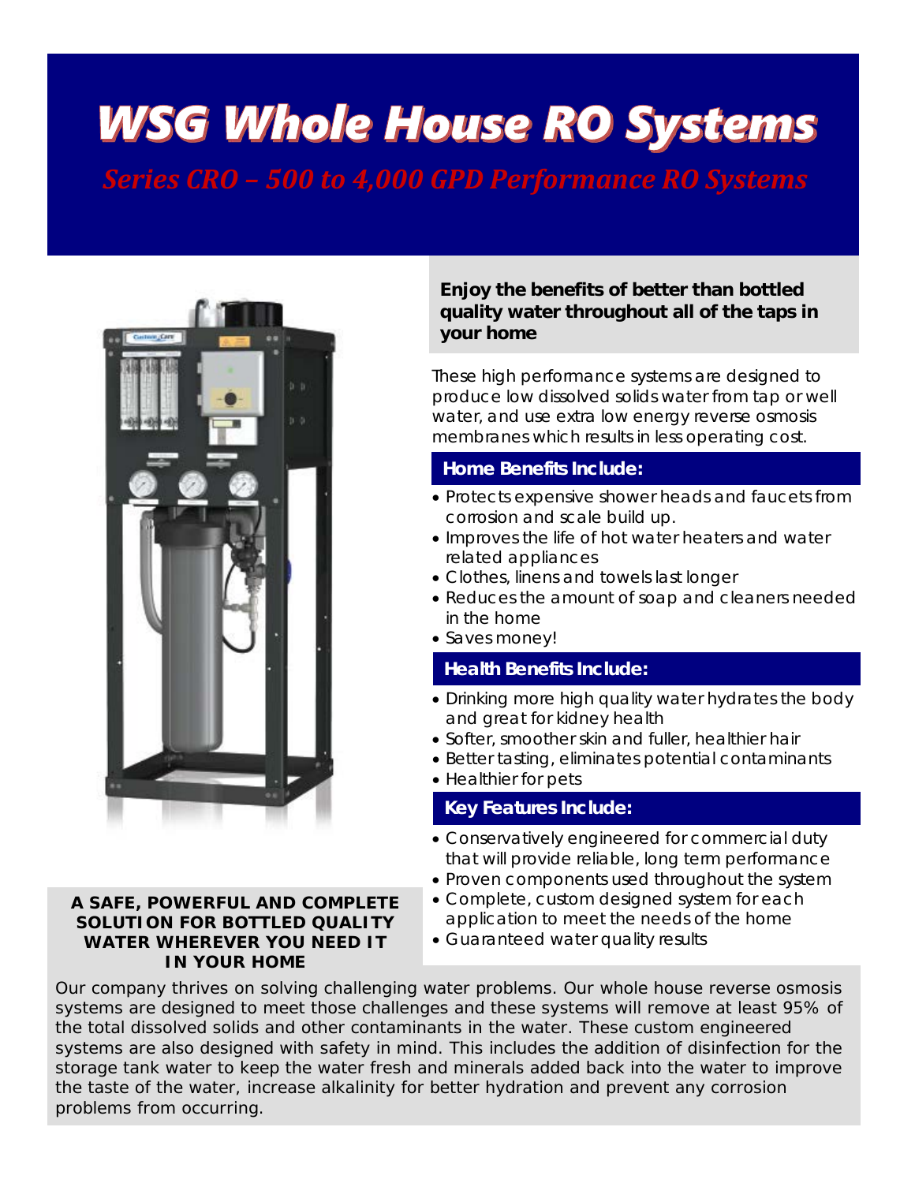# WSG Whole House RO Systems

## *Series CRO – 500 to 4,000 GPD Performance RO Systems*

**Enjoy the benefits of better than bottled quality water throughout all of the taps in your home**

These high performance systems are designed to produce low dissolved solids water from tap or well water, and use extra low energy reverse osmosis membranes which results in less operating cost.

### Home Benefits Include:

- Protects expensive shower heads and faucets from corrosion and scale build up.
- Improves the life of hot water heaters and water related appliances
- Clothes, linens and towels last longer
- Reduces the amount of soap and cleaners needed in the home
- Saves money!

### Health Benefits Include:

- Drinking more high quality water hydrates the body and great for kidney health
- Softer, smoother skin and fuller, healthier hair
- Better tasting, eliminates potential contaminants
- Healthier for pets

### Key Features Include:

- Conservatively engineered for commercial duty that will provide reliable, long term performance
- Proven components used throughout the system
- Complete, custom designed system for each application to meet the needs of the home
- Guaranteed water quality results

**A SAFE, POWERFUL AND COMPLETE SOLUTION FOR BOTTLED QUALITY WATER WHEREVER YOU NEED IT IN YOUR HOME**

Our company thrives on solving challenging water problems. Our whole house reverse osmosis systems are designed to meet those challenges and these systems will remove at least 95% of the total dissolved solids and other contaminants in the water. These custom engineered systems are also designed with safety in mind. This includes the addition of disinfection for the storage tank water to keep the water fresh and minerals added back into the water to improve the taste of the water, increase alkalinity for better hydration and prevent any corrosion problems from occurring.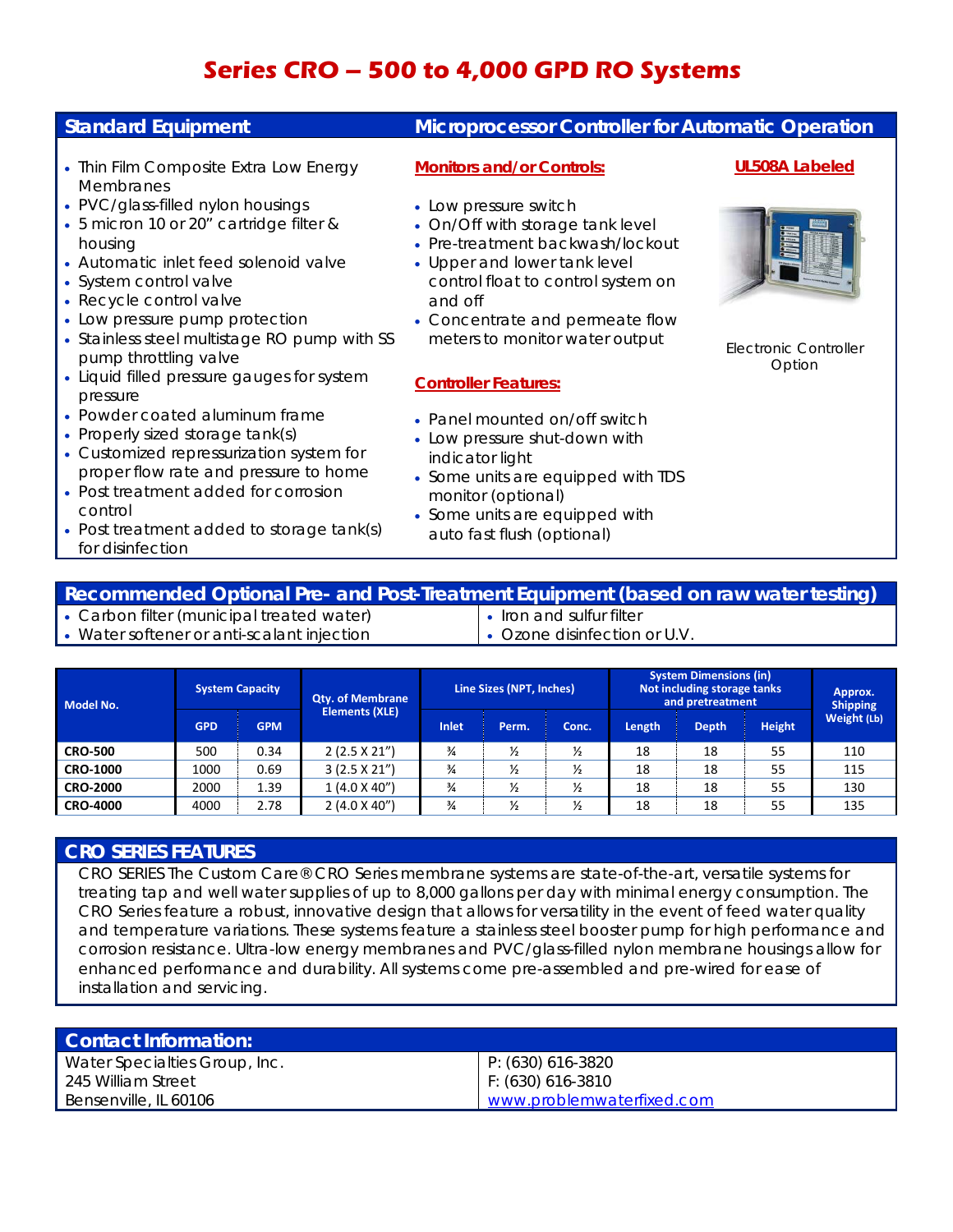# Series CRO – 500 to 4,000 GPD RO Systems

## Standard Equipment

- Thin Film Composite Extra Low Energy Membranes
- PVC/glass-filled nylon housings
- 5 micron 10 or 20" cartridge filter & housing
- Automatic inlet feed solenoid valve
- System control valve
- Recycle control valve
- Low pressure pump protection
- Stainless steel multistage RO pump with SS pump throttling valve
- Liquid filled pressure gauges for system pressure
- Powder coated aluminum frame
- Properly sized storage tank(s)
- Customized repressurization system for proper flow rate and pressure to home
- Post treatment added for corrosion control
- Post treatment added to storage tank(s) for disinfection

## Microprocessor Controller for Automatic Operation

**Monitors and/or Controls:**

- Low pressure switch
- On/Off with storage tank level
- Pre-treatment backwash/lockout
- Upper and lower tank level control float to control system on and off
- Concentrate and permeate flow meters to monitor water output

**Controller Features:**

- Panel mounted on/off switch
- Low pressure shut-down with indicator light
- Some units are equipped with TDS monitor (optional)
- Some units are equipped with auto fast flush (optional)

**UL508A Labeled**

Electronic Controller Option

## Recommended Optional Pre- and Post-Treatment Equipment (based on raw water testing)

- Carbon filter (municipal treated water)
- Water softener or anti-scalant injection
- Iron and sulfur filter
- Ozone disinfection or U.V.

| Model No. | System Capacity | | Qty. of Membrane Elements (XLE) | Line Sizes (NPT, Inches) | | | System Dimensions (in) Not including storage tanks and pretreatment | | | Approx. Shipping Weight (Lb) |
|---|---|---|---|---|---|---|---|---|---|---|
| | GPD | GPM | | Inlet | Perm. | Conc. | Length | Depth | Height | |
| **CRO-500** | 500 | 0.34 | 2 (2.5 X 21") | ¾ | ½ | ½ | 18 | 18 | 55 | 110 |
| **CRO-1000** | 1000 | 0.69 | 3 (2.5 X 21") | ¾ | ½ | ½ | 18 | 18 | 55 | 115 |
| **CRO-2000** | 2000 | 1.39 | 1 (4.0 X 40") | ¾ | ½ | ½ | 18 | 18 | 55 | 130 |
| **CRO-4000** | 4000 | 2.78 | 2 (4.0 X 40") | ¾ | ½ | ½ | 18 | 18 | 55 | 135 |

## CRO SERIES FEATURES

CRO SERIES The Custom Care® CRO Series membrane systems are state-of-the-art, versatile systems for treating tap and well water supplies of up to 8,000 gallons per day with minimal energy consumption. The CRO Series feature a robust, innovative design that allows for versatility in the event of feed water quality and temperature variations. These systems feature a stainless steel booster pump for high performance and corrosion resistance. Ultra-low energy membranes and PVC/glass-filled nylon membrane housings allow for enhanced performance and durability. All systems come pre-assembled and pre-wired for ease of installation and servicing.

## Contact Information:

Water Specialties Group, Inc.
245 William Street
Bensenville, IL 60106

P: (630) 616-3820
F: (630) 616-3810
www.problemwaterfixed.com